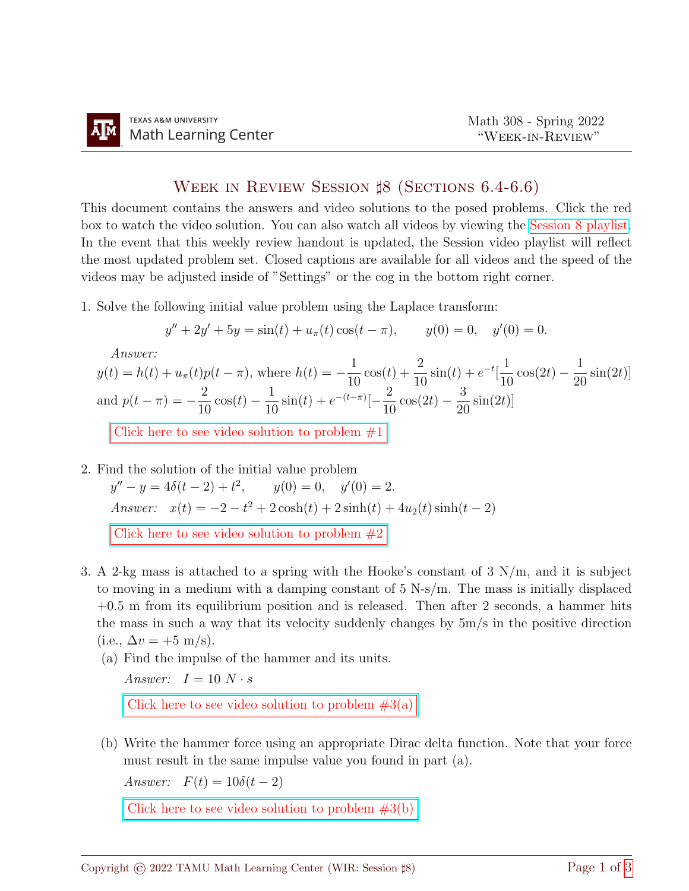Math 308 - Spring 2022
"Week-in-Review"

# Week in Review Session ♯8 (Sections 6.4-6.6)

This document contains the answers and video solutions to the posed problems. Click the red box to watch the video solution. You can also watch all videos by viewing the Session 8 playlist. In the event that this weekly review handout is updated, the Session video playlist will reflect the most updated problem set. Closed captions are available for all videos and the speed of the videos may be adjusted inside of "Settings" or the cog in the bottom right corner.

1. Solve the following initial value problem using the Laplace transform:

$$y'' + 2y' + 5y = \sin(t) + u_\pi(t)\cos(t-\pi), \qquad y(0) = 0, \quad y'(0) = 0.$$

   *Answer:*
   $y(t) = h(t) + u_\pi(t)p(t-\pi)$, where $h(t) = -\frac{1}{10}\cos(t) + \frac{2}{10}\sin(t) + e^{-t}[\frac{1}{10}\cos(2t) - \frac{1}{20}\sin(2t)]$
   and $p(t-\pi) = -\frac{2}{10}\cos(t) - \frac{1}{10}\sin(t) + e^{-(t-\pi)}[-\frac{2}{10}\cos(2t) - \frac{3}{20}\sin(2t)]$

   Click here to see video solution to problem #1

2. Find the solution of the initial value problem
   $y'' - y = 4\delta(t-2) + t^2, \qquad y(0) = 0, \quad y'(0) = 2.$

   *Answer:* $x(t) = -2 - t^2 + 2\cosh(t) + 2\sinh(t) + 4u_2(t)\sinh(t-2)$

   Click here to see video solution to problem #2

3. A 2-kg mass is attached to a spring with the Hooke's constant of 3 N/m, and it is subject to moving in a medium with a damping constant of 5 N-s/m. The mass is initially displaced +0.5 m from its equilibrium position and is released. Then after 2 seconds, a hammer hits the mass in such a way that its velocity suddenly changes by 5m/s in the positive direction (i.e., $\Delta v = +5$ m/s).

   (a) Find the impulse of the hammer and its units.

   *Answer:* $I = 10\ N \cdot s$

   Click here to see video solution to problem #3(a)

   (b) Write the hammer force using an appropriate Dirac delta function. Note that your force must result in the same impulse value you found in part (a).

   *Answer:* $F(t) = 10\delta(t-2)$

   Click here to see video solution to problem #3(b)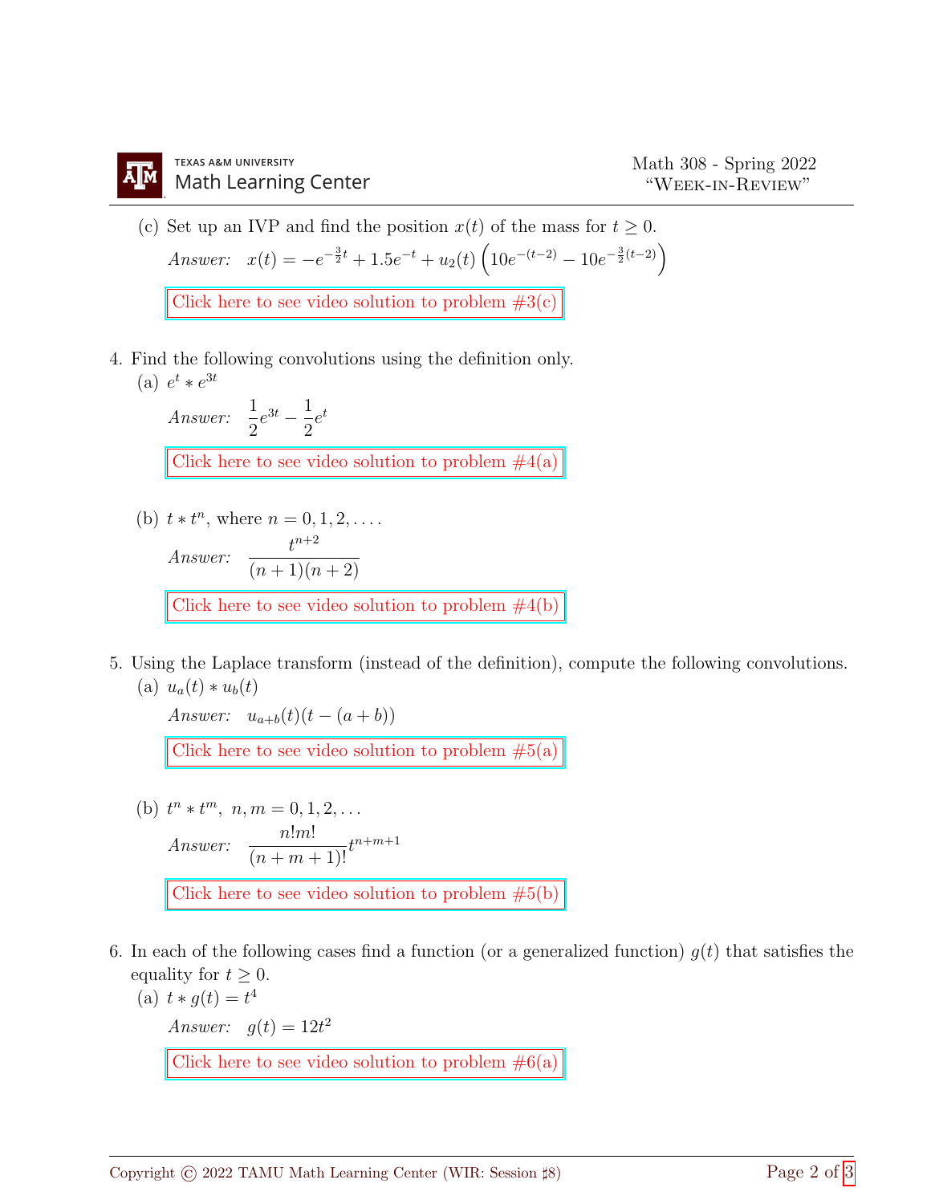(c) Set up an IVP and find the position $x(t)$ of the mass for $t \geq 0$.

*Answer:* $x(t) = -e^{-\frac{3}{2}t} + 1.5e^{-t} + u_2(t)\left(10e^{-(t-2)} - 10e^{-\frac{3}{2}(t-2)}\right)$

Click here to see video solution to problem #3(c)

4. Find the following convolutions using the definition only.

   (a) $e^t * e^{3t}$

   *Answer:* $\dfrac{1}{2}e^{3t} - \dfrac{1}{2}e^t$

   Click here to see video solution to problem #4(a)

   (b) $t * t^n$, where $n = 0, 1, 2, \ldots$.

   *Answer:* $\dfrac{t^{n+2}}{(n+1)(n+2)}$

   Click here to see video solution to problem #4(b)

5. Using the Laplace transform (instead of the definition), compute the following convolutions.

   (a) $u_a(t) * u_b(t)$

   *Answer:* $u_{a+b}(t)(t - (a+b))$

   Click here to see video solution to problem #5(a)

   (b) $t^n * t^m,\ n, m = 0, 1, 2, \ldots$

   *Answer:* $\dfrac{n!m!}{(n+m+1)!}t^{n+m+1}$

   Click here to see video solution to problem #5(b)

6. In each of the following cases find a function (or a generalized function) $g(t)$ that satisfies the equality for $t \geq 0$.

   (a) $t * g(t) = t^4$

   *Answer:* $g(t) = 12t^2$

   Click here to see video solution to problem #6(a)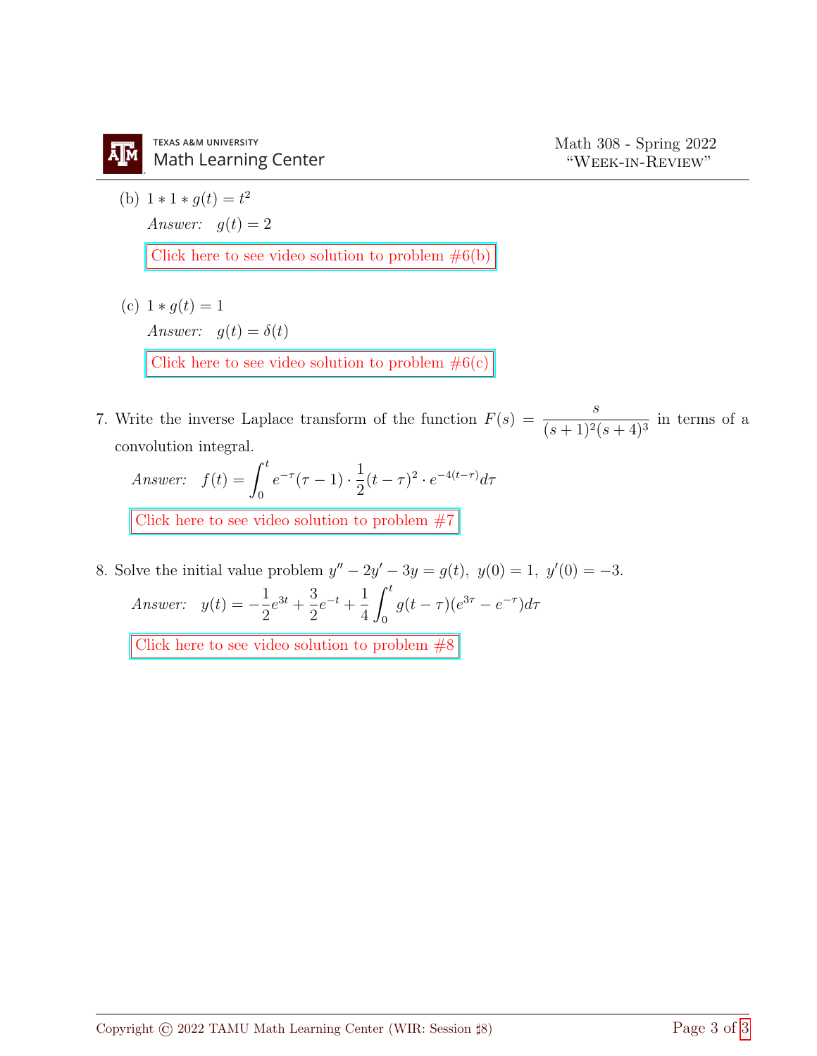(b) $1 * 1 * g(t) = t^2$

*Answer:* $g(t) = 2$

Click here to see video solution to problem #6(b)

(c) $1 * g(t) = 1$

*Answer:* $g(t) = \delta(t)$

Click here to see video solution to problem #6(c)

7. Write the inverse Laplace transform of the function $F(s) = \dfrac{s}{(s+1)^2(s+4)^3}$ in terms of a convolution integral.

   *Answer:* $f(t) = \displaystyle\int_0^t e^{-\tau}(\tau - 1) \cdot \frac{1}{2}(t-\tau)^2 \cdot e^{-4(t-\tau)} d\tau$

   Click here to see video solution to problem #7

8. Solve the initial value problem $y'' - 2y' - 3y = g(t),\ y(0) = 1,\ y'(0) = -3.$

   *Answer:* $y(t) = -\dfrac{1}{2}e^{3t} + \dfrac{3}{2}e^{-t} + \dfrac{1}{4}\displaystyle\int_0^t g(t-\tau)(e^{3\tau} - e^{-\tau})d\tau$

   Click here to see video solution to problem #8